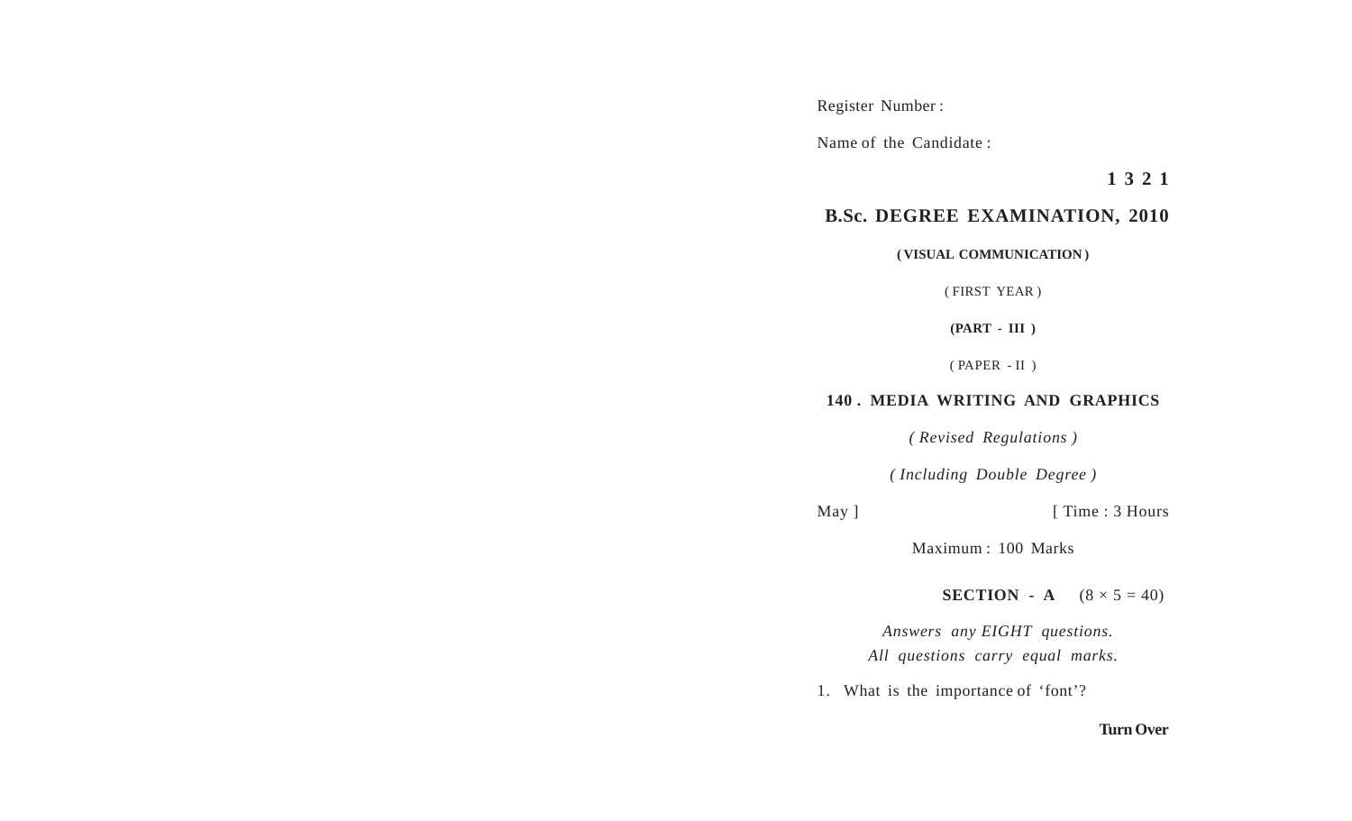Register Number :

Name of the Candidate :

**1 3 2 1**

## B.Sc. DEGREE EXAMINATION, 2010

**( VISUAL COMMUNICATION )**

( FIRST YEAR )

**(PART - III )**

( PAPER - II )

### 140 . MEDIA WRITING AND GRAPHICS

*( Revised Regulations )*

*( Including Double Degree )*

May ] [ Time : 3 Hours

Maximum : 100 Marks

**SECTION - A** $(8 \times 5 = 40)$

*Answers any EIGHT questions.*
*All questions carry equal marks.*

1. What is the importance of 'font'?

**Turn Over**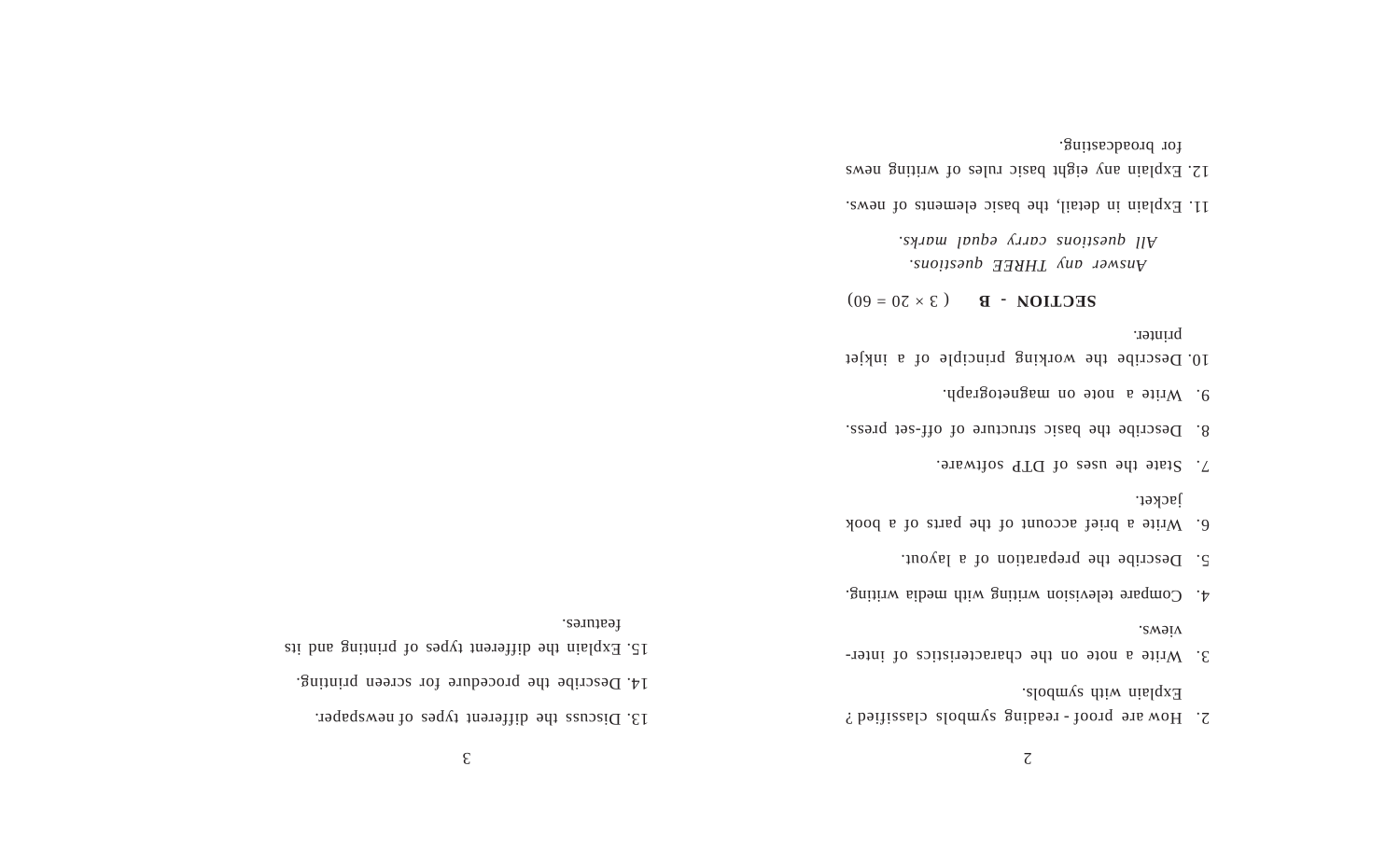2. How are proof - reading symbols classified ? Explain with symbols.

3. Write a note on the characteristics of inter-views.

4. Compare television writing with media writing.

5. Describe the preparation of a layout.

6. Write a brief account of the parts of a book jacket.

7. State the uses of DTP software.

8. Describe the basic structure of off-set press.

9. Write a note on magnetograph.

10. Describe the working principle of a inkjet printer.

**SECTION - B** ( 3 × 20 = 60)

*Answer any THREE questions.*

*All questions carry equal marks.*

11. Explain in detail, the basic elements of news.

12. Explain any eight basic rules of writing news for broadcasting.

13. Discuss the different types of newspaper.

14. Describe the procedure for screen printing.

15. Explain the different types of printing and its features.